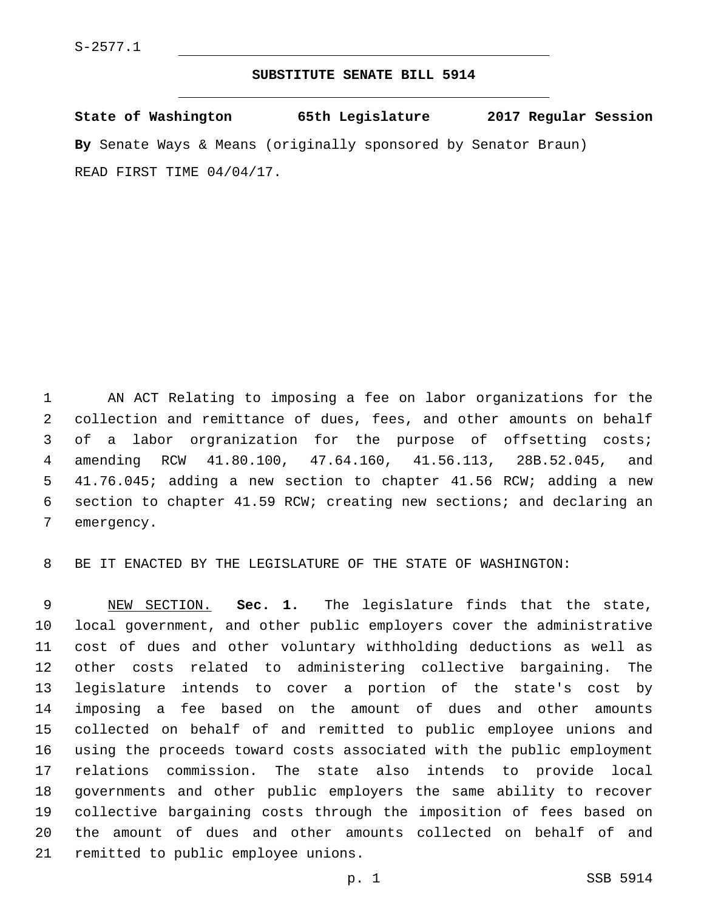S-2577.1

# SUBSTITUTE SENATE BILL 5914

**State of Washington 65th Legislature 2017 Regular Session**

**By** Senate Ways & Means (originally sponsored by Senator Braun)

READ FIRST TIME 04/04/17.

AN ACT Relating to imposing a fee on labor organizations for the collection and remittance of dues, fees, and other amounts on behalf of a labor orgranization for the purpose of offsetting costs; amending RCW 41.80.100, 47.64.160, 41.56.113, 28B.52.045, and 41.76.045; adding a new section to chapter 41.56 RCW; adding a new section to chapter 41.59 RCW; creating new sections; and declaring an emergency.

BE IT ENACTED BY THE LEGISLATURE OF THE STATE OF WASHINGTON:

NEW SECTION. **Sec. 1.** The legislature finds that the state, local government, and other public employers cover the administrative cost of dues and other voluntary withholding deductions as well as other costs related to administering collective bargaining. The legislature intends to cover a portion of the state's cost by imposing a fee based on the amount of dues and other amounts collected on behalf of and remitted to public employee unions and using the proceeds toward costs associated with the public employment relations commission. The state also intends to provide local governments and other public employers the same ability to recover collective bargaining costs through the imposition of fees based on the amount of dues and other amounts collected on behalf of and remitted to public employee unions.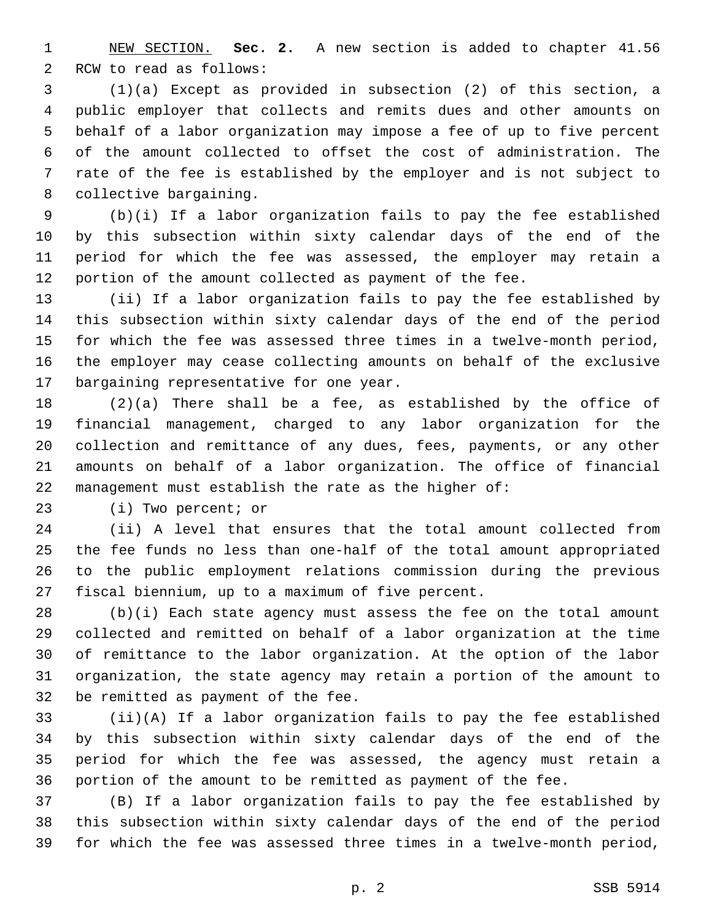NEW SECTION. **Sec. 2.** A new section is added to chapter 41.56 RCW to read as follows:

(1)(a) Except as provided in subsection (2) of this section, a public employer that collects and remits dues and other amounts on behalf of a labor organization may impose a fee of up to five percent of the amount collected to offset the cost of administration. The rate of the fee is established by the employer and is not subject to collective bargaining.

(b)(i) If a labor organization fails to pay the fee established by this subsection within sixty calendar days of the end of the period for which the fee was assessed, the employer may retain a portion of the amount collected as payment of the fee.

(ii) If a labor organization fails to pay the fee established by this subsection within sixty calendar days of the end of the period for which the fee was assessed three times in a twelve-month period, the employer may cease collecting amounts on behalf of the exclusive bargaining representative for one year.

(2)(a) There shall be a fee, as established by the office of financial management, charged to any labor organization for the collection and remittance of any dues, fees, payments, or any other amounts on behalf of a labor organization. The office of financial management must establish the rate as the higher of:

(i) Two percent; or

(ii) A level that ensures that the total amount collected from the fee funds no less than one-half of the total amount appropriated to the public employment relations commission during the previous fiscal biennium, up to a maximum of five percent.

(b)(i) Each state agency must assess the fee on the total amount collected and remitted on behalf of a labor organization at the time of remittance to the labor organization. At the option of the labor organization, the state agency may retain a portion of the amount to be remitted as payment of the fee.

(ii)(A) If a labor organization fails to pay the fee established by this subsection within sixty calendar days of the end of the period for which the fee was assessed, the agency must retain a portion of the amount to be remitted as payment of the fee.

(B) If a labor organization fails to pay the fee established by this subsection within sixty calendar days of the end of the period for which the fee was assessed three times in a twelve-month period,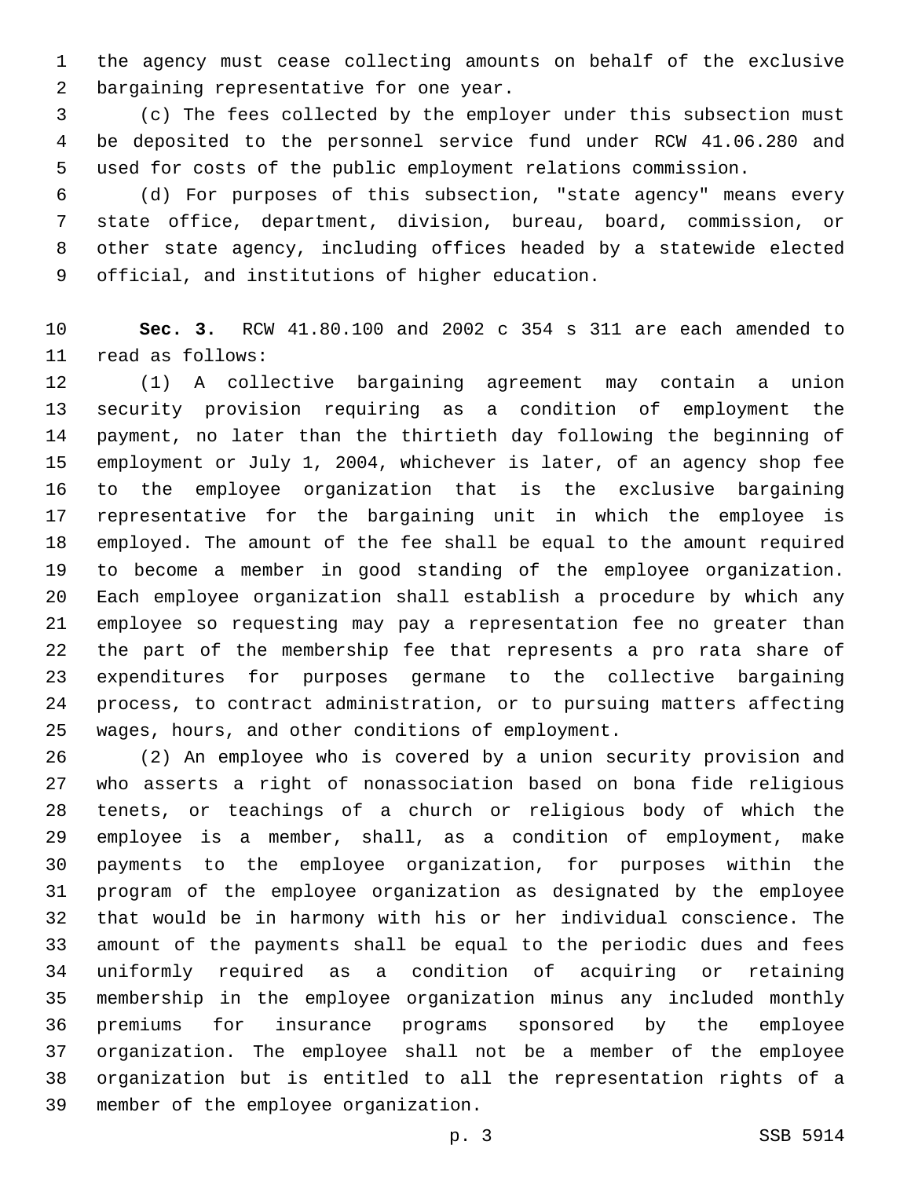the agency must cease collecting amounts on behalf of the exclusive bargaining representative for one year.

(c) The fees collected by the employer under this subsection must be deposited to the personnel service fund under RCW 41.06.280 and used for costs of the public employment relations commission.

(d) For purposes of this subsection, "state agency" means every state office, department, division, bureau, board, commission, or other state agency, including offices headed by a statewide elected official, and institutions of higher education.

**Sec. 3.** RCW 41.80.100 and 2002 c 354 s 311 are each amended to read as follows:

(1) A collective bargaining agreement may contain a union security provision requiring as a condition of employment the payment, no later than the thirtieth day following the beginning of employment or July 1, 2004, whichever is later, of an agency shop fee to the employee organization that is the exclusive bargaining representative for the bargaining unit in which the employee is employed. The amount of the fee shall be equal to the amount required to become a member in good standing of the employee organization. Each employee organization shall establish a procedure by which any employee so requesting may pay a representation fee no greater than the part of the membership fee that represents a pro rata share of expenditures for purposes germane to the collective bargaining process, to contract administration, or to pursuing matters affecting wages, hours, and other conditions of employment.

(2) An employee who is covered by a union security provision and who asserts a right of nonassociation based on bona fide religious tenets, or teachings of a church or religious body of which the employee is a member, shall, as a condition of employment, make payments to the employee organization, for purposes within the program of the employee organization as designated by the employee that would be in harmony with his or her individual conscience. The amount of the payments shall be equal to the periodic dues and fees uniformly required as a condition of acquiring or retaining membership in the employee organization minus any included monthly premiums for insurance programs sponsored by the employee organization. The employee shall not be a member of the employee organization but is entitled to all the representation rights of a member of the employee organization.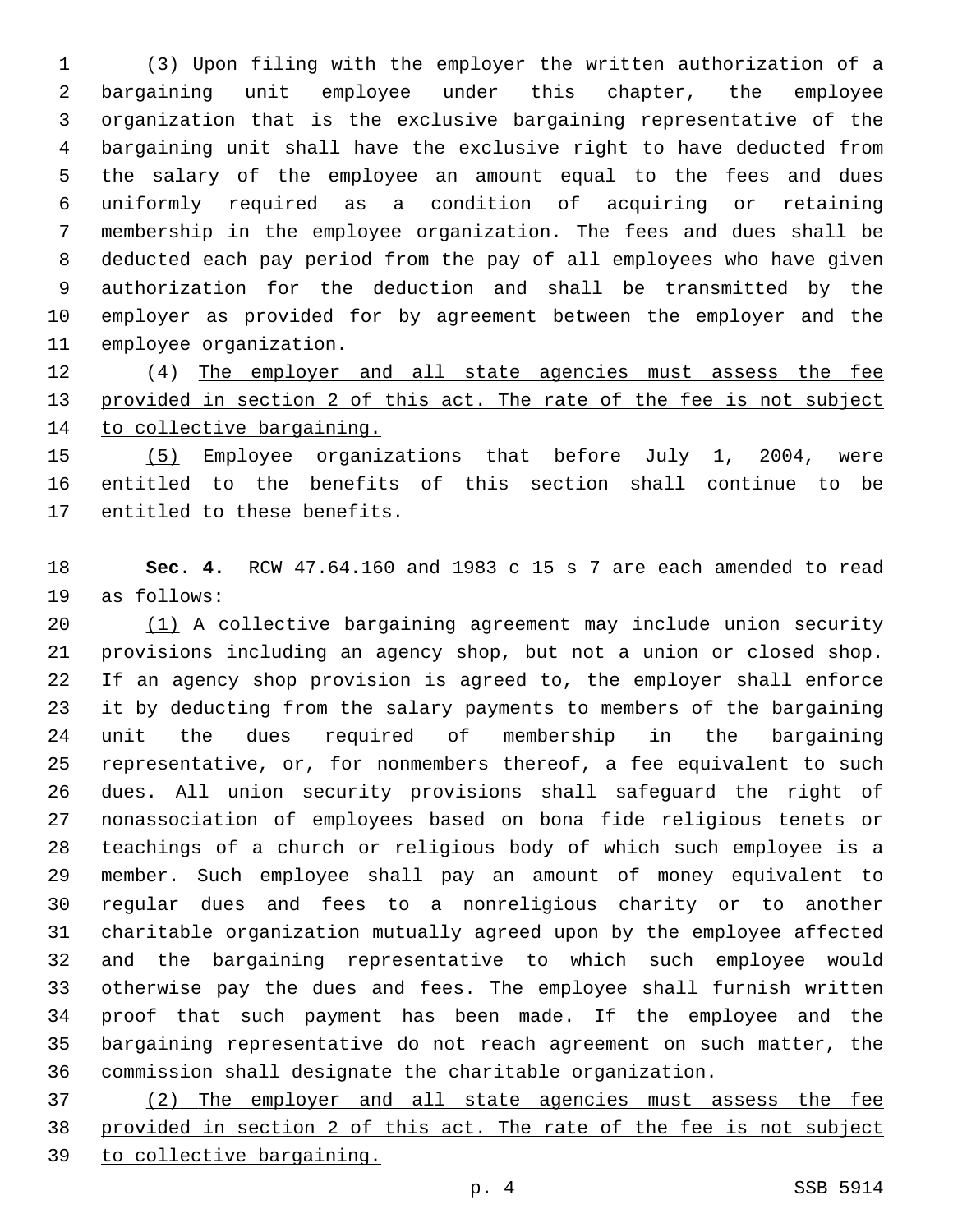(3) Upon filing with the employer the written authorization of a bargaining unit employee under this chapter, the employee organization that is the exclusive bargaining representative of the bargaining unit shall have the exclusive right to have deducted from the salary of the employee an amount equal to the fees and dues uniformly required as a condition of acquiring or retaining membership in the employee organization. The fees and dues shall be deducted each pay period from the pay of all employees who have given authorization for the deduction and shall be transmitted by the employer as provided for by agreement between the employer and the employee organization.

(4) The employer and all state agencies must assess the fee provided in section 2 of this act. The rate of the fee is not subject to collective bargaining.

(5) Employee organizations that before July 1, 2004, were entitled to the benefits of this section shall continue to be entitled to these benefits.

**Sec. 4.** RCW 47.64.160 and 1983 c 15 s 7 are each amended to read as follows:

(1) A collective bargaining agreement may include union security provisions including an agency shop, but not a union or closed shop. If an agency shop provision is agreed to, the employer shall enforce it by deducting from the salary payments to members of the bargaining unit the dues required of membership in the bargaining representative, or, for nonmembers thereof, a fee equivalent to such dues. All union security provisions shall safeguard the right of nonassociation of employees based on bona fide religious tenets or teachings of a church or religious body of which such employee is a member. Such employee shall pay an amount of money equivalent to regular dues and fees to a nonreligious charity or to another charitable organization mutually agreed upon by the employee affected and the bargaining representative to which such employee would otherwise pay the dues and fees. The employee shall furnish written proof that such payment has been made. If the employee and the bargaining representative do not reach agreement on such matter, the commission shall designate the charitable organization.

(2) The employer and all state agencies must assess the fee provided in section 2 of this act. The rate of the fee is not subject to collective bargaining.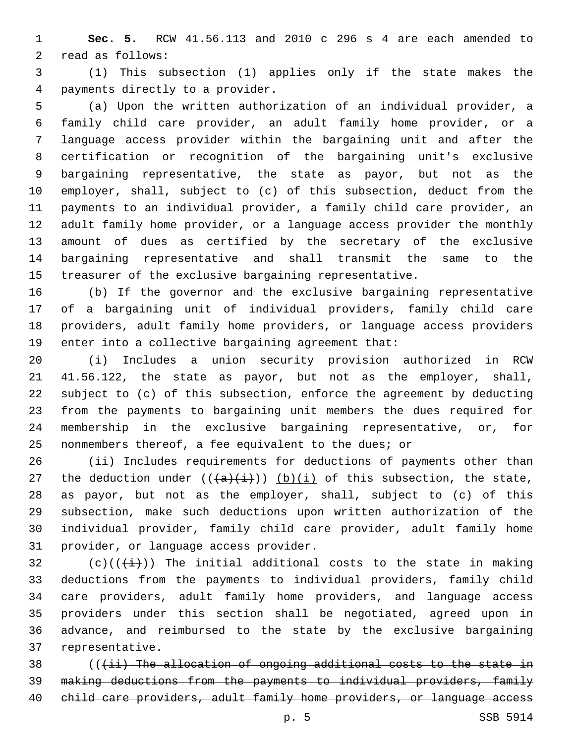**Sec. 5.** RCW 41.56.113 and 2010 c 296 s 4 are each amended to read as follows:

(1) This subsection (1) applies only if the state makes the payments directly to a provider.

(a) Upon the written authorization of an individual provider, a family child care provider, an adult family home provider, or a language access provider within the bargaining unit and after the certification or recognition of the bargaining unit's exclusive bargaining representative, the state as payor, but not as the employer, shall, subject to (c) of this subsection, deduct from the payments to an individual provider, a family child care provider, an adult family home provider, or a language access provider the monthly amount of dues as certified by the secretary of the exclusive bargaining representative and shall transmit the same to the treasurer of the exclusive bargaining representative.

(b) If the governor and the exclusive bargaining representative of a bargaining unit of individual providers, family child care providers, adult family home providers, or language access providers enter into a collective bargaining agreement that:

(i) Includes a union security provision authorized in RCW 41.56.122, the state as payor, but not as the employer, shall, subject to (c) of this subsection, enforce the agreement by deducting from the payments to bargaining unit members the dues required for membership in the exclusive bargaining representative, or, for nonmembers thereof, a fee equivalent to the dues; or

(ii) Includes requirements for deductions of payments other than the deduction under ((~~(a)(i)~~)) <u>(b)(i)</u> of this subsection, the state, as payor, but not as the employer, shall, subject to (c) of this subsection, make such deductions upon written authorization of the individual provider, family child care provider, adult family home provider, or language access provider.

(c)((~~(i)~~)) The initial additional costs to the state in making deductions from the payments to individual providers, family child care providers, adult family home providers, and language access providers under this section shall be negotiated, agreed upon in advance, and reimbursed to the state by the exclusive bargaining representative.

((~~(ii) The allocation of ongoing additional costs to the state in making deductions from the payments to individual providers, family child care providers, adult family home providers, or language access~~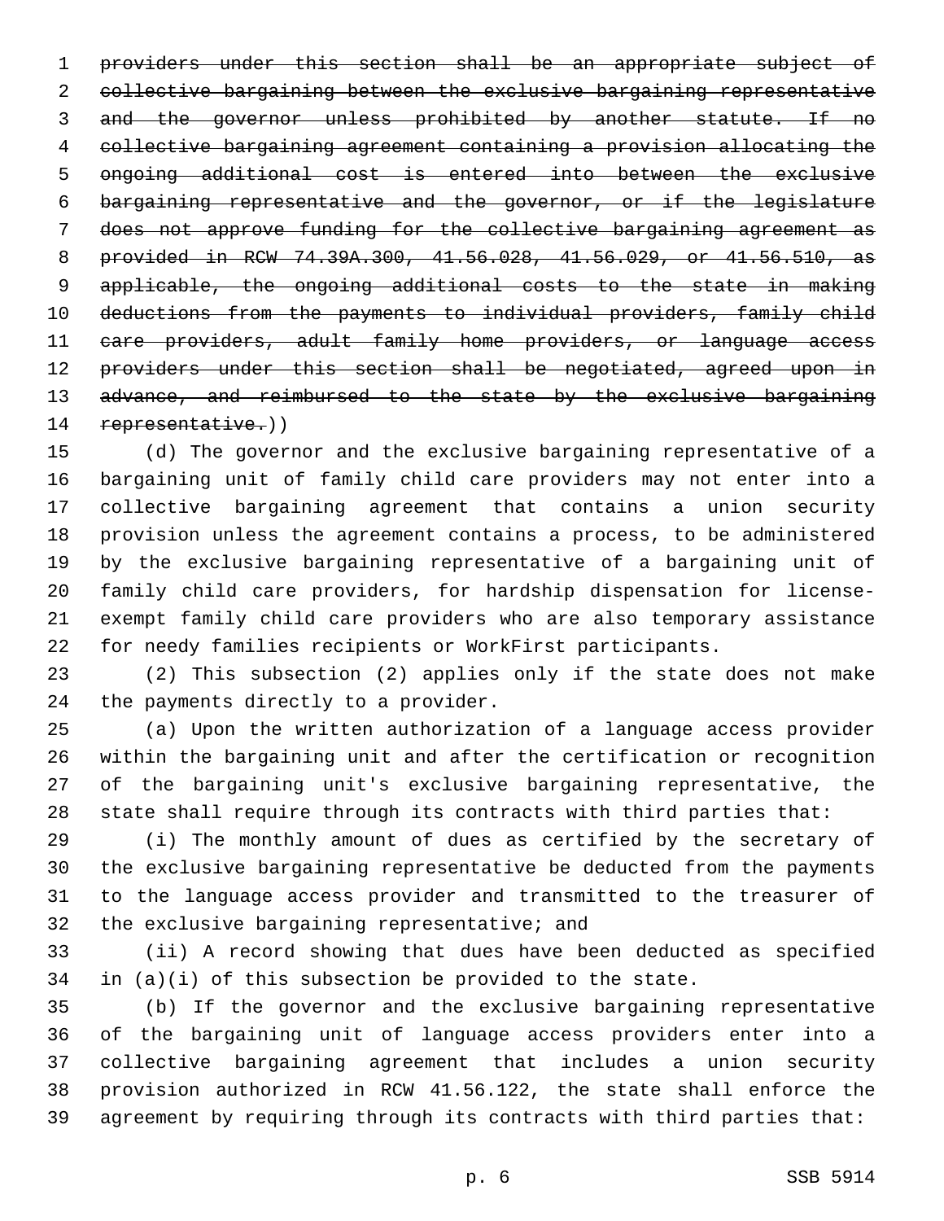~~providers under this section shall be an appropriate subject of collective bargaining between the exclusive bargaining representative and the governor unless prohibited by another statute. If no collective bargaining agreement containing a provision allocating the ongoing additional cost is entered into between the exclusive bargaining representative and the governor, or if the legislature does not approve funding for the collective bargaining agreement as provided in RCW 74.39A.300, 41.56.028, 41.56.029, or 41.56.510, as applicable, the ongoing additional costs to the state in making deductions from the payments to individual providers, family child care providers, adult family home providers, or language access providers under this section shall be negotiated, agreed upon in advance, and reimbursed to the state by the exclusive bargaining representative.~~))

(d) The governor and the exclusive bargaining representative of a bargaining unit of family child care providers may not enter into a collective bargaining agreement that contains a union security provision unless the agreement contains a process, to be administered by the exclusive bargaining representative of a bargaining unit of family child care providers, for hardship dispensation for license-exempt family child care providers who are also temporary assistance for needy families recipients or WorkFirst participants.

(2) This subsection (2) applies only if the state does not make the payments directly to a provider.

(a) Upon the written authorization of a language access provider within the bargaining unit and after the certification or recognition of the bargaining unit's exclusive bargaining representative, the state shall require through its contracts with third parties that:

(i) The monthly amount of dues as certified by the secretary of the exclusive bargaining representative be deducted from the payments to the language access provider and transmitted to the treasurer of the exclusive bargaining representative; and

(ii) A record showing that dues have been deducted as specified in (a)(i) of this subsection be provided to the state.

(b) If the governor and the exclusive bargaining representative of the bargaining unit of language access providers enter into a collective bargaining agreement that includes a union security provision authorized in RCW 41.56.122, the state shall enforce the agreement by requiring through its contracts with third parties that: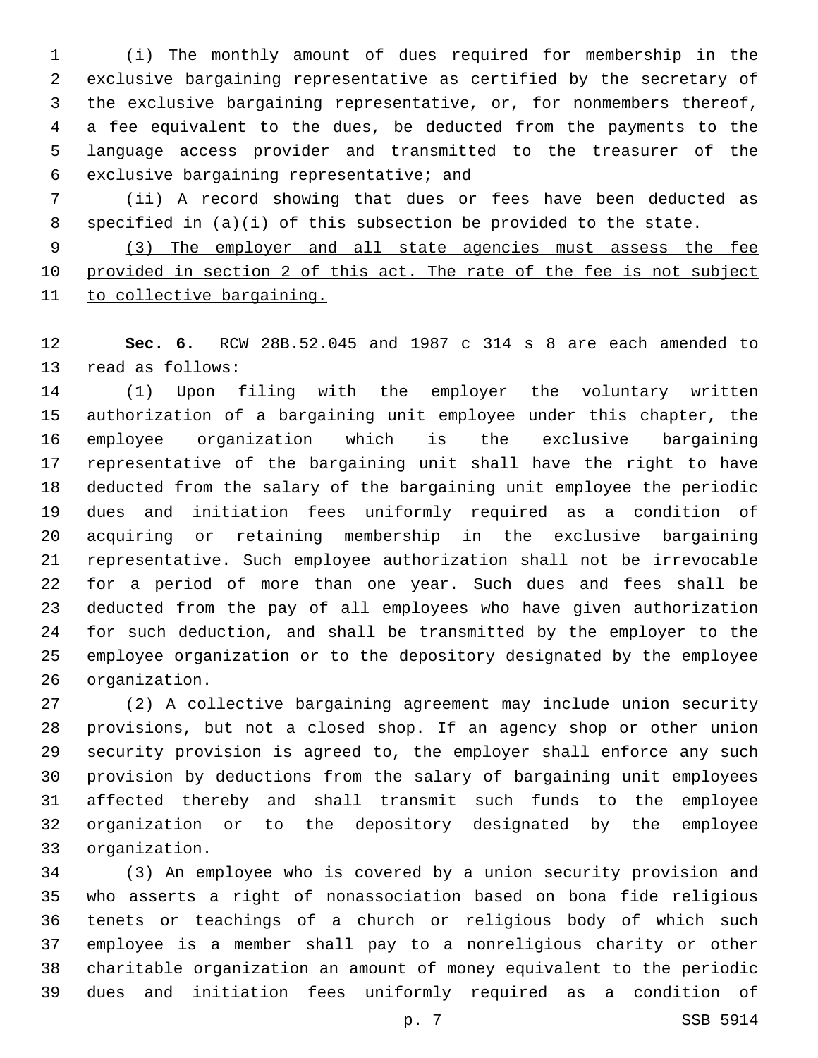(i) The monthly amount of dues required for membership in the exclusive bargaining representative as certified by the secretary of the exclusive bargaining representative, or, for nonmembers thereof, a fee equivalent to the dues, be deducted from the payments to the language access provider and transmitted to the treasurer of the exclusive bargaining representative; and

(ii) A record showing that dues or fees have been deducted as specified in (a)(i) of this subsection be provided to the state.

<u>(3) The employer and all state agencies must assess the fee provided in section 2 of this act. The rate of the fee is not subject to collective bargaining.</u>

**Sec. 6.** RCW 28B.52.045 and 1987 c 314 s 8 are each amended to read as follows:

(1) Upon filing with the employer the voluntary written authorization of a bargaining unit employee under this chapter, the employee organization which is the exclusive bargaining representative of the bargaining unit shall have the right to have deducted from the salary of the bargaining unit employee the periodic dues and initiation fees uniformly required as a condition of acquiring or retaining membership in the exclusive bargaining representative. Such employee authorization shall not be irrevocable for a period of more than one year. Such dues and fees shall be deducted from the pay of all employees who have given authorization for such deduction, and shall be transmitted by the employer to the employee organization or to the depository designated by the employee organization.

(2) A collective bargaining agreement may include union security provisions, but not a closed shop. If an agency shop or other union security provision is agreed to, the employer shall enforce any such provision by deductions from the salary of bargaining unit employees affected thereby and shall transmit such funds to the employee organization or to the depository designated by the employee organization.

(3) An employee who is covered by a union security provision and who asserts a right of nonassociation based on bona fide religious tenets or teachings of a church or religious body of which such employee is a member shall pay to a nonreligious charity or other charitable organization an amount of money equivalent to the periodic dues and initiation fees uniformly required as a condition of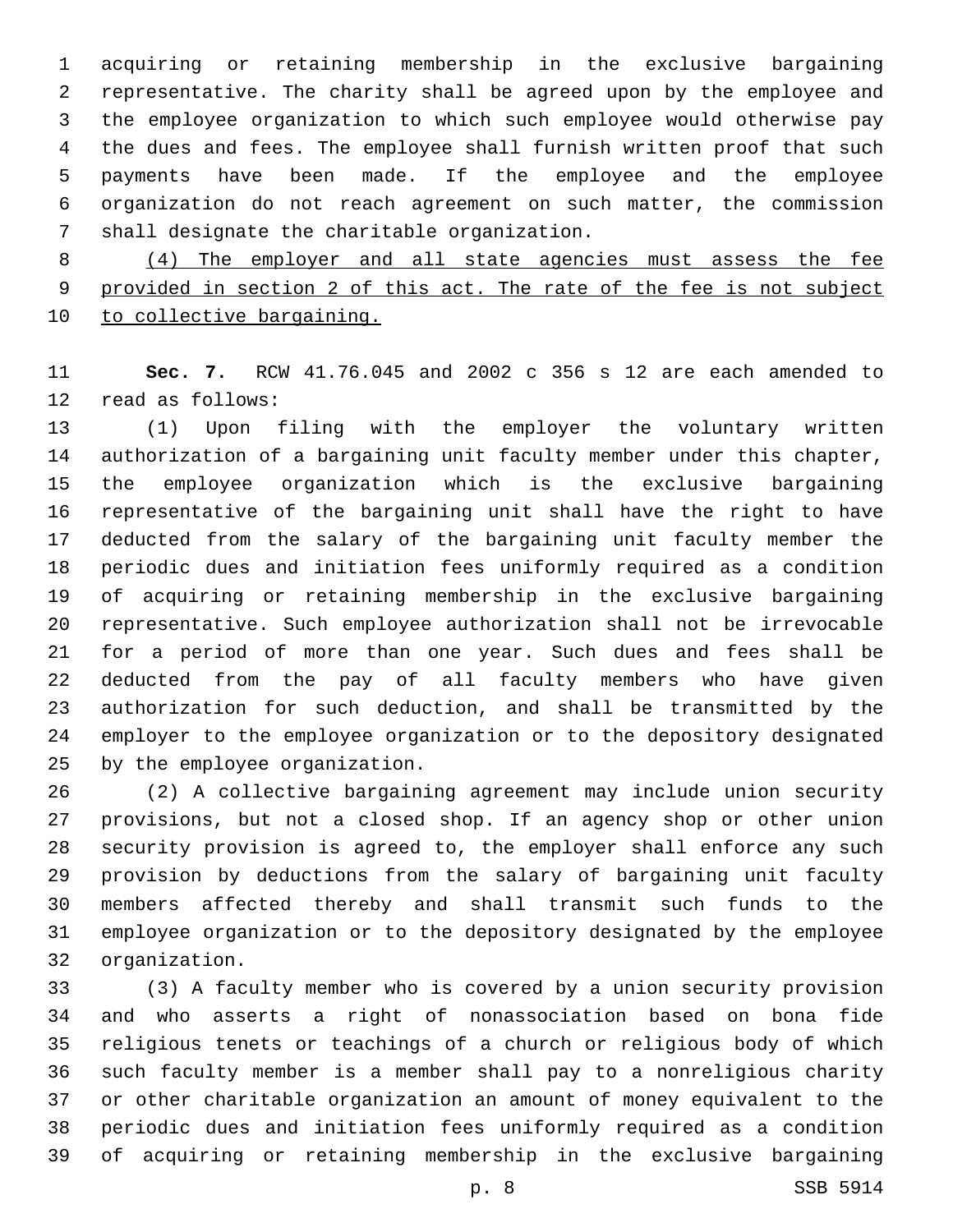acquiring or retaining membership in the exclusive bargaining representative. The charity shall be agreed upon by the employee and the employee organization to which such employee would otherwise pay the dues and fees. The employee shall furnish written proof that such payments have been made. If the employee and the employee organization do not reach agreement on such matter, the commission shall designate the charitable organization.

<u>(4) The employer and all state agencies must assess the fee provided in section 2 of this act. The rate of the fee is not subject to collective bargaining.</u>

**Sec. 7.** RCW 41.76.045 and 2002 c 356 s 12 are each amended to read as follows:

(1) Upon filing with the employer the voluntary written authorization of a bargaining unit faculty member under this chapter, the employee organization which is the exclusive bargaining representative of the bargaining unit shall have the right to have deducted from the salary of the bargaining unit faculty member the periodic dues and initiation fees uniformly required as a condition of acquiring or retaining membership in the exclusive bargaining representative. Such employee authorization shall not be irrevocable for a period of more than one year. Such dues and fees shall be deducted from the pay of all faculty members who have given authorization for such deduction, and shall be transmitted by the employer to the employee organization or to the depository designated by the employee organization.

(2) A collective bargaining agreement may include union security provisions, but not a closed shop. If an agency shop or other union security provision is agreed to, the employer shall enforce any such provision by deductions from the salary of bargaining unit faculty members affected thereby and shall transmit such funds to the employee organization or to the depository designated by the employee organization.

(3) A faculty member who is covered by a union security provision and who asserts a right of nonassociation based on bona fide religious tenets or teachings of a church or religious body of which such faculty member is a member shall pay to a nonreligious charity or other charitable organization an amount of money equivalent to the periodic dues and initiation fees uniformly required as a condition of acquiring or retaining membership in the exclusive bargaining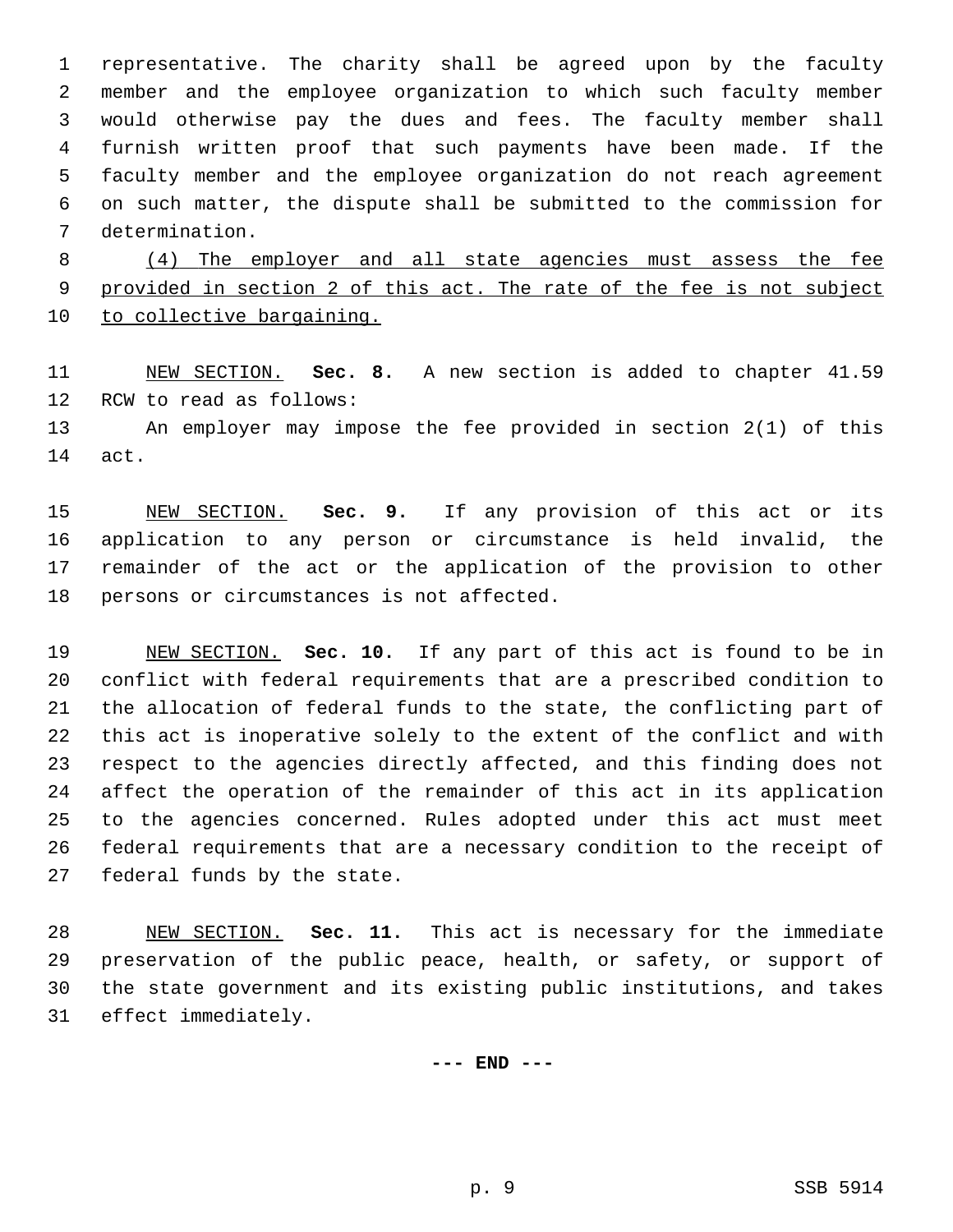representative. The charity shall be agreed upon by the faculty member and the employee organization to which such faculty member would otherwise pay the dues and fees. The faculty member shall furnish written proof that such payments have been made. If the faculty member and the employee organization do not reach agreement on such matter, the dispute shall be submitted to the commission for determination.

<u>(4) The employer and all state agencies must assess the fee provided in section 2 of this act. The rate of the fee is not subject to collective bargaining.</u>

<u>NEW SECTION.</u> **Sec. 8.** A new section is added to chapter 41.59 RCW to read as follows:

An employer may impose the fee provided in section 2(1) of this act.

<u>NEW SECTION.</u> **Sec. 9.** If any provision of this act or its application to any person or circumstance is held invalid, the remainder of the act or the application of the provision to other persons or circumstances is not affected.

<u>NEW SECTION.</u> **Sec. 10.** If any part of this act is found to be in conflict with federal requirements that are a prescribed condition to the allocation of federal funds to the state, the conflicting part of this act is inoperative solely to the extent of the conflict and with respect to the agencies directly affected, and this finding does not affect the operation of the remainder of this act in its application to the agencies concerned. Rules adopted under this act must meet federal requirements that are a necessary condition to the receipt of federal funds by the state.

<u>NEW SECTION.</u> **Sec. 11.** This act is necessary for the immediate preservation of the public peace, health, or safety, or support of the state government and its existing public institutions, and takes effect immediately.

**--- END ---**